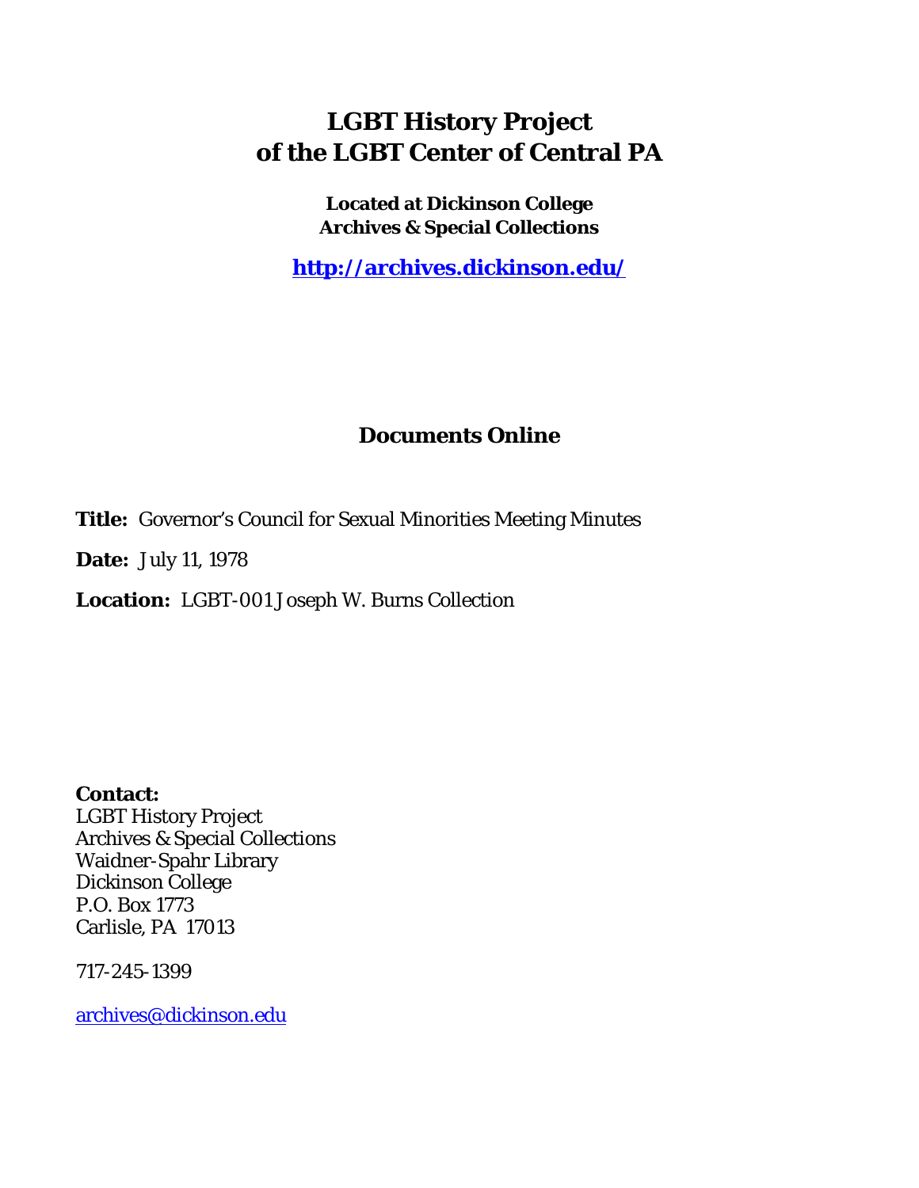# LGBT History Project of the LGBT Center of Central PA

**Located at Dickinson College Archives & Special Collections**

**http://archives.dickinson.edu/**

## Documents Online

**Title:** Governor's Council for Sexual Minorities Meeting Minutes

**Date:** July 11, 1978

**Location:** LGBT-001 Joseph W. Burns Collection

**Contact:**
LGBT History Project
Archives & Special Collections
Waidner-Spahr Library
Dickinson College
P.O. Box 1773
Carlisle, PA 17013

717-245-1399

archives@dickinson.edu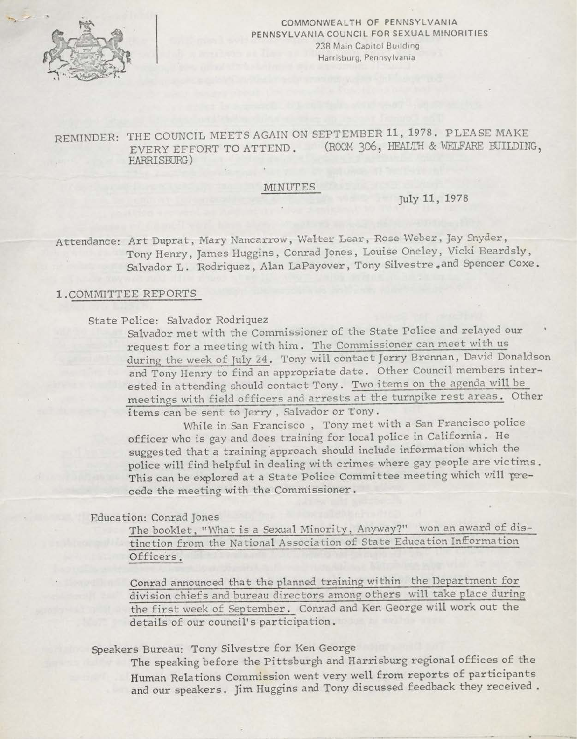COMMONWEALTH OF PENNSYLVANIA
PENNSYLVANIA COUNCIL FOR SEXUAL MINORITIES
238 Main Capitol Building
Harrisburg, Pennsylvania

REMINDER: THE COUNCIL MEETS AGAIN ON SEPTEMBER 11, 1978. PLEASE MAKE EVERY EFFORT TO ATTEND. (ROOM 306, HEALTH & WELFARE BUILDING, HARRISBURG)

## MINUTES

July 11, 1978

Attendance: Art Duprat, Mary Nancarrow, Walter Lear, Rose Weber, Jay Snyder, Tony Henry, James Huggins, Conrad Jones, Louise Oncley, Vicki Beardsly, Salvador L. Rodriquez, Alan LaPayover, Tony Silvestre, and Spencer Coxe.

### 1. COMMITTEE REPORTS

State Police: Salvador Rodriquez

Salvador met with the Commissioner of the State Police and relayed our request for a meeting with him. The Commissioner can meet with us during the week of July 24. Tony will contact Jerry Brennan, David Donaldson and Tony Henry to find an appropriate date. Other Council members interested in attending should contact Tony. Two items on the agenda will be meetings with field officers and arrests at the turnpike rest areas. Other items can be sent to Jerry, Salvador or Tony.

While in San Francisco, Tony met with a San Francisco police officer who is gay and does training for local police in California. He suggested that a training approach should include information which the police will find helpful in dealing with crimes where gay people are victims. This can be explored at a State Police Committee meeting which will precede the meeting with the Commissioner.

Education: Conrad Jones

The booklet, "What is a Sexual Minority, Anyway?" won an award of distinction from the National Association of State Education Information Officers.

Conrad announced that the planned training within the Department for division chiefs and bureau directors among others will take place during the first week of September. Conrad and Ken George will work out the details of our council's participation.

Speakers Bureau: Tony Silvestre for Ken George

The speaking before the Pittsburgh and Harrisburg regional offices of the Human Relations Commission went very well from reports of participants and our speakers. Jim Huggins and Tony discussed feedback they received.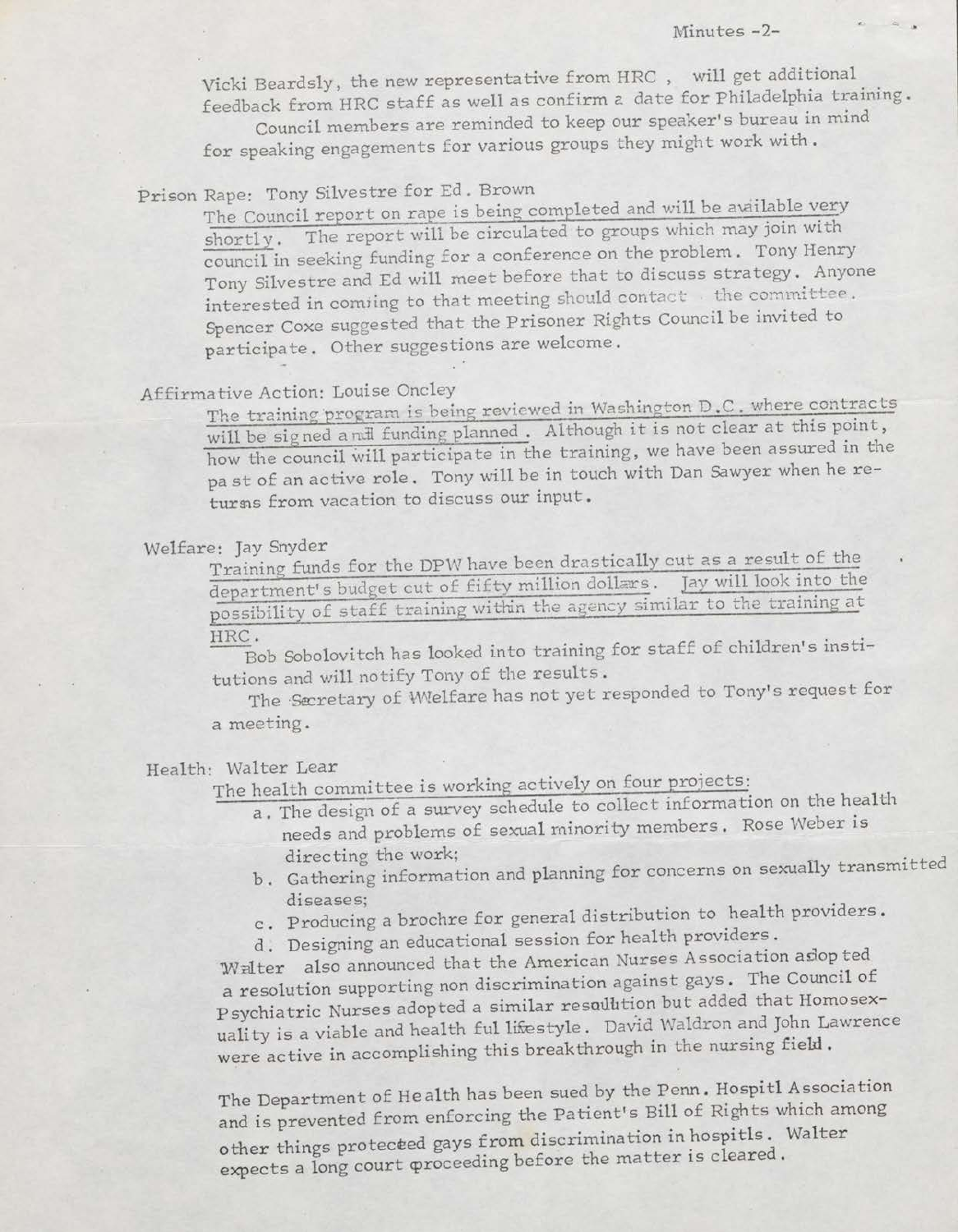Vicki Beardsly, the new representative from HRC , will get additional feedback from HRC staff as well as confirm a date for Philadelphia training.

Council members are reminded to keep our speaker's bureau in mind for speaking engagements for various groups they might work with.

Prison Rape: Tony Silvestre for Ed. Brown

The Council report on rape is being completed and will be available very shortly. The report will be circulated to groups which may join with council in seeking funding for a conference on the problem. Tony Henry Tony Silvestre and Ed will meet before that to discuss strategy. Anyone interested in coming to that meeting should contact the committee. Spencer Coxe suggested that the Prisoner Rights Council be invited to participate. Other suggestions are welcome.

Affirmative Action: Louise Oncley

The training program is being reviewed in Washington D.C. where contracts will be signed and funding planned. Although it is not clear at this point, how the council will participate in the training, we have been assured in the past of an active role. Tony will be in touch with Dan Sawyer when he returns from vacation to discuss our input.

Welfare: Jay Snyder

Training funds for the DPW have been drastically cut as a result of the department's budget cut of fifty million dollars. Jay will look into the possibility of staff training within the agency similar to the training at HRC.

Bob Sobolovitch has looked into training for staff of children's institutions and will notify Tony of the results.

The Secretary of Welfare has not yet responded to Tony's request for a meeting.

Health: Walter Lear

The health committee is working actively on four projects:

a. The design of a survey schedule to collect information on the health needs and problems of sexual minority members. Rose Weber is directing the work;
b. Gathering information and planning for concerns on sexually transmitted diseases;
c. Producing a brochre for general distribution to health providers.
d. Designing an educational session for health providers.

Walter also announced that the American Nurses Association adopted a resolution supporting non discrimination against gays. The Council of Psychiatric Nurses adopted a similar resolution but added that Homosexuality is a viable and health ful lifestyle. David Waldron and John Lawrence were active in accomplishing this breakthrough in the nursing field.

The Department of Health has been sued by the Penn. Hospitl Association and is prevented from enforcing the Patient's Bill of Rights which among other things protected gays from discrimination in hospitls. Walter expects a long court proceeding before the matter is cleared.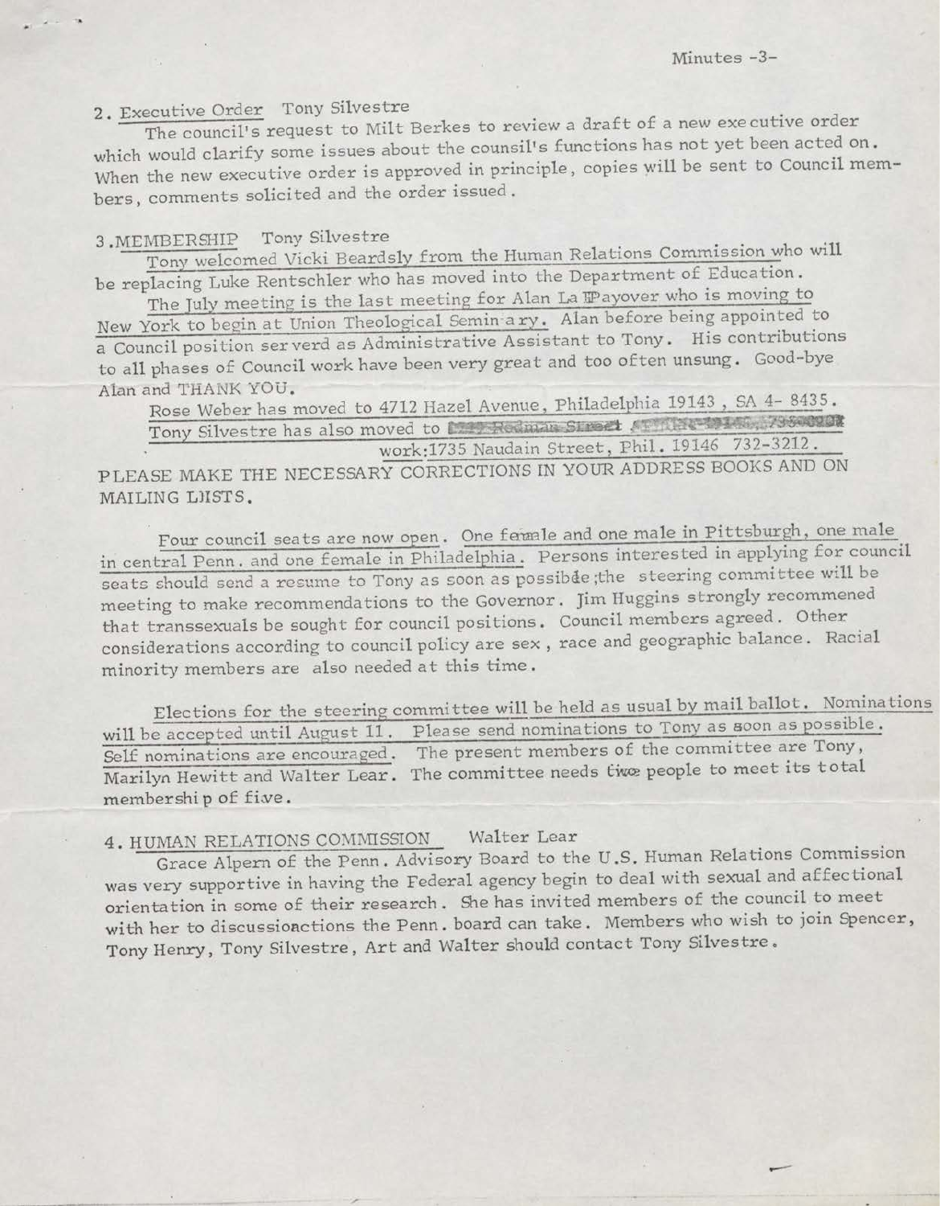2. Executive Order   Tony Silvestre

The council's request to Milt Berkes to review a draft of a new executive order which would clarify some issues about the counsil's functions has not yet been acted on. When the new executive order is approved in principle, copies will be sent to Council members, comments solicited and the order issued.

3. MEMBERSHIP   Tony Silvestre

Tony welcomed Vicki Beardsly from the Human Relations Commission who will be replacing Luke Rentschler who has moved into the Department of Education.

The July meeting is the last meeting for Alan La Payover who is moving to New York to begin at Union Theological Semin ary. Alan before being appointed to a Council position ser verd as Administrative Assistant to Tony. His contributions to all phases of Council work have been very great and too often unsung. Good-bye Alan and THANK YOU.

Rose Weber has moved to 4712 Hazel Avenue, Philadelphia 19143, SA 4- 8435.
Tony Silvestre has also moved to [redacted]
work:1735 Naudain Street, Phil. 19146 732-3212.

PLEASE MAKE THE NECESSARY CORRECTIONS IN YOUR ADDRESS BOOKS AND ON MAILING LISTS.

Four council seats are now open. One female and one male in Pittsburgh, one male in central Penn. and one female in Philadelphia. Persons interested in applying for council seats should send a resume to Tony as soon as possible; the steering committee will be meeting to make recommendations to the Governor. Jim Huggins strongly recommened that transsexuals be sought for council positions. Council members agreed. Other considerations according to council policy are sex, race and geographic balance. Racial minority members are also needed at this time.

Elections for the steering committee will be held as usual by mail ballot. Nominations will be accepted until August 11. Please send nominations to Tony as soon as possible. Self nominations are encouraged. The present members of the committee are Tony, Marilyn Hewitt and Walter Lear. The committee needs two people to meet its total membership of five.

4. HUMAN RELATIONS COMMISSION   Walter Lear

Grace Alpern of the Penn. Advisory Board to the U.S. Human Relations Commission was very supportive in having the Federal agency begin to deal with sexual and affectional orientation in some of their research. She has invited members of the council to meet with her to discussionactions the Penn. board can take. Members who wish to join Spencer, Tony Henry, Tony Silvestre, Art and Walter should contact Tony Silvestre.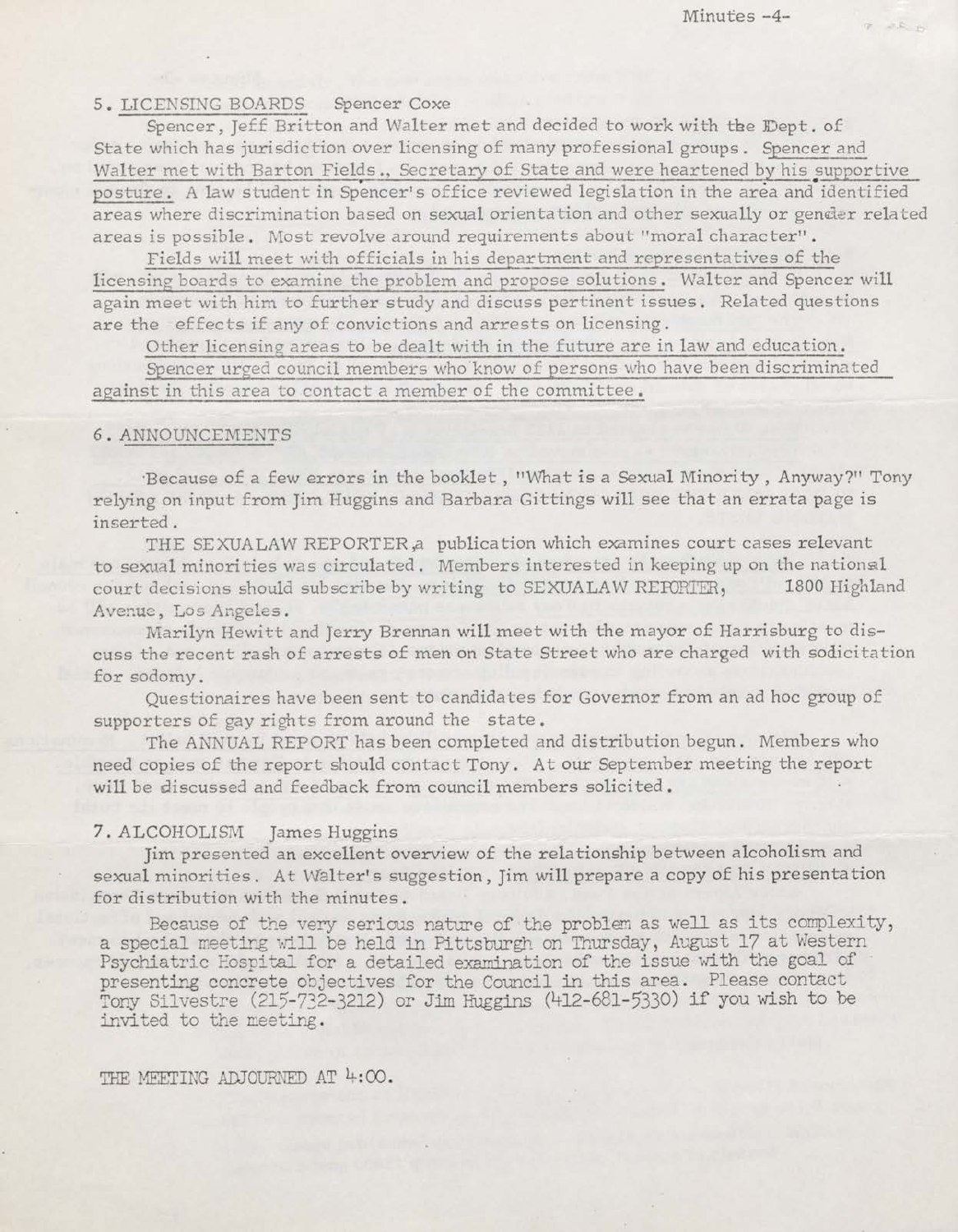5. LICENSING BOARDS   Spencer Coxe

Spencer, Jeff Britton and Walter met and decided to work with the Dept. of State which has jurisdiction over licensing of many professional groups. Spencer and Walter met with Barton Fields., Secretary of State and were heartened by his supportive posture. A law student in Spencer's office reviewed legislation in the area and identified areas where discrimination based on sexual orientation and other sexually or gender related areas is possible. Most revolve around requirements about "moral character".

Fields will meet with officials in his department and representatives of the licensing boards to examine the problem and propose solutions. Walter and Spencer will again meet with him to further study and discuss pertinent issues. Related questions are the effects if any of convictions and arrests on licensing.

Other licensing areas to be dealt with in the future are in law and education.

Spencer urged council members who know of persons who have been discriminated against in this area to contact a member of the committee.

6. ANNOUNCEMENTS

Because of a few errors in the booklet, "What is a Sexual Minority, Anyway?" Tony relying on input from Jim Huggins and Barbara Gittings will see that an errata page is inserted.

THE SEXUALAW REPORTER,a publication which examines court cases relevant to sexual minorities was circulated. Members interested in keeping up on the national court decisions should subscribe by writing to SEXUALAW REPORTER, 1800 Highland Avenue, Los Angeles.

Marilyn Hewitt and Jerry Brennan will meet with the mayor of Harrisburg to discuss the recent rash of arrests of men on State Street who are charged with sodicitation for sodomy.

Questionaires have been sent to candidates for Governor from an ad hoc group of supporters of gay rights from around the state.

The ANNUAL REPORT has been completed and distribution begun. Members who need copies of the report should contact Tony. At our September meeting the report will be discussed and feedback from council members solicited.

7. ALCOHOLISM   James Huggins

Jim presented an excellent overview of the relationship between alcoholism and sexual minorities. At Walter's suggestion, Jim will prepare a copy of his presentation for distribution with the minutes.

Because of the very serious nature of the problem as well as its complexity, a special meeting will be held in Pittsburgh on Thursday, August 17 at Western Psychiatric Hospital for a detailed examination of the issue with the goal of presenting concrete objectives for the Council in this area. Please contact Tony Silvestre (215-732-3212) or Jim Huggins (412-681-5330) if you wish to be invited to the meeting.

THE MEETING ADJOURNED AT 4:00.